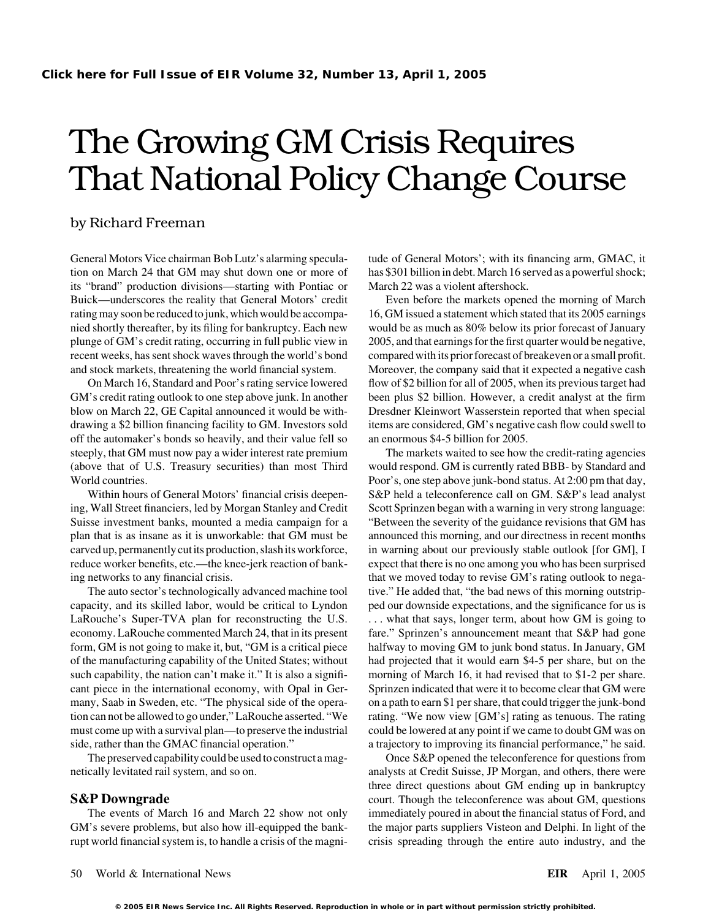Click here for Full Issue of EIR Volume 32, Number 13, April 1, 2005

# The Growing GM Crisis Requires That National Policy Change Course

by Richard Freeman

General Motors Vice chairman Bob Lutz's alarming speculation on March 24 that GM may shut down one or more of its "brand" production divisions—starting with Pontiac or Buick—underscores the reality that General Motors' credit rating may soon be reduced to junk, which would be accompanied shortly thereafter, by its filing for bankruptcy. Each new plunge of GM's credit rating, occurring in full public view in recent weeks, has sent shock waves through the world's bond and stock markets, threatening the world financial system.

On March 16, Standard and Poor's rating service lowered GM's credit rating outlook to one step above junk. In another blow on March 22, GE Capital announced it would be withdrawing a $2 billion financing facility to GM. Investors sold off the automaker's bonds so heavily, and their value fell so steeply, that GM must now pay a wider interest rate premium (above that of U.S. Treasury securities) than most Third World countries.

Within hours of General Motors' financial crisis deepening, Wall Street financiers, led by Morgan Stanley and Credit Suisse investment banks, mounted a media campaign for a plan that is as insane as it is unworkable: that GM must be carved up, permanently cut its production, slash its workforce, reduce worker benefits, etc.—the knee-jerk reaction of banking networks to any financial crisis.

The auto sector's technologically advanced machine tool capacity, and its skilled labor, would be critical to Lyndon LaRouche's Super-TVA plan for reconstructing the U.S. economy. LaRouche commented March 24, that in its present form, GM is not going to make it, but, "GM is a critical piece of the manufacturing capability of the United States; without such capability, the nation can't make it." It is also a significant piece in the international economy, with Opal in Germany, Saab in Sweden, etc. "The physical side of the operation can not be allowed to go under," LaRouche asserted. "We must come up with a survival plan—to preserve the industrial side, rather than the GMAC financial operation."

The preserved capability could be used to construct a magnetically levitated rail system, and so on.

## S&P Downgrade

The events of March 16 and March 22 show not only GM's severe problems, but also how ill-equipped the bankrupt world financial system is, to handle a crisis of the magnitude of General Motors'; with its financing arm, GMAC, it has $301 billion in debt. March 16 served as a powerful shock; March 22 was a violent aftershock.

Even before the markets opened the morning of March 16, GM issued a statement which stated that its 2005 earnings would be as much as 80% below its prior forecast of January 2005, and that earnings for the first quarter would be negative, compared with its prior forecast of breakeven or a small profit. Moreover, the company said that it expected a negative cash flow of $2 billion for all of 2005, when its previous target had been plus $2 billion. However, a credit analyst at the firm Dresdner Kleinwort Wasserstein reported that when special items are considered, GM's negative cash flow could swell to an enormous $4-5 billion for 2005.

The markets waited to see how the credit-rating agencies would respond. GM is currently rated BBB- by Standard and Poor's, one step above junk-bond status. At 2:00 pm that day, S&P held a teleconference call on GM. S&P's lead analyst Scott Sprinzen began with a warning in very strong language: "Between the severity of the guidance revisions that GM has announced this morning, and our directness in recent months in warning about our previously stable outlook [for GM], I expect that there is no one among you who has been surprised that we moved today to revise GM's rating outlook to negative." He added that, "the bad news of this morning outstripped our downside expectations, and the significance for us is . . . what that says, longer term, about how GM is going to fare." Sprinzen's announcement meant that S&P had gone halfway to moving GM to junk bond status. In January, GM had projected that it would earn $4-5 per share, but on the morning of March 16, it had revised that to $1-2 per share. Sprinzen indicated that were it to become clear that GM were on a path to earn $1 per share, that could trigger the junk-bond rating. "We now view [GM's] rating as tenuous. The rating could be lowered at any point if we came to doubt GM was on a trajectory to improving its financial performance," he said.

Once S&P opened the teleconference for questions from analysts at Credit Suisse, JP Morgan, and others, there were three direct questions about GM ending up in bankruptcy court. Though the teleconference was about GM, questions immediately poured in about the financial status of Ford, and the major parts suppliers Visteon and Delphi. In light of the crisis spreading through the entire auto industry, and the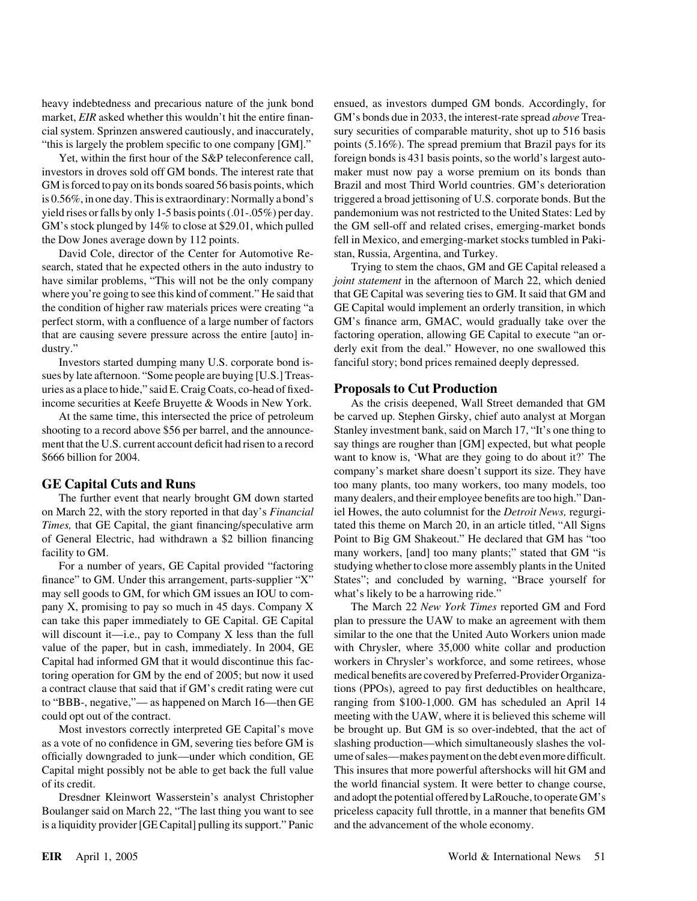heavy indebtedness and precarious nature of the junk bond market, *EIR* asked whether this wouldn't hit the entire financial system. Sprinzen answered cautiously, and inaccurately, "this is largely the problem specific to one company [GM]."

Yet, within the first hour of the S&P teleconference call, investors in droves sold off GM bonds. The interest rate that GM is forced to pay on its bonds soared 56 basis points, which is 0.56%, in one day. This is extraordinary: Normally a bond's yield rises or falls by only 1-5 basis points (.01-.05%) per day. GM's stock plunged by 14% to close at $29.01, which pulled the Dow Jones average down by 112 points.

David Cole, director of the Center for Automotive Research, stated that he expected others in the auto industry to have similar problems, "This will not be the only company where you're going to see this kind of comment." He said that the condition of higher raw materials prices were creating "a perfect storm, with a confluence of a large number of factors that are causing severe pressure across the entire [auto] industry."

Investors started dumping many U.S. corporate bond issues by late afternoon. "Some people are buying [U.S.] Treasuries as a place to hide," said E. Craig Coats, co-head of fixed-income securities at Keefe Bruyette & Woods in New York.

At the same time, this intersected the price of petroleum shooting to a record above $56 per barrel, and the announcement that the U.S. current account deficit had risen to a record $666 billion for 2004.

## GE Capital Cuts and Runs

The further event that nearly brought GM down started on March 22, with the story reported in that day's *Financial Times,* that GE Capital, the giant financing/speculative arm of General Electric, had withdrawn a $2 billion financing facility to GM.

For a number of years, GE Capital provided "factoring finance" to GM. Under this arrangement, parts-supplier "X" may sell goods to GM, for which GM issues an IOU to company X, promising to pay so much in 45 days. Company X can take this paper immediately to GE Capital. GE Capital will discount it—i.e., pay to Company X less than the full value of the paper, but in cash, immediately. In 2004, GE Capital had informed GM that it would discontinue this factoring operation for GM by the end of 2005; but now it used a contract clause that said that if GM's credit rating were cut to "BBB-, negative,"— as happened on March 16—then GE could opt out of the contract.

Most investors correctly interpreted GE Capital's move as a vote of no confidence in GM, severing ties before GM is officially downgraded to junk—under which condition, GE Capital might possibly not be able to get back the full value of its credit.

Dresdner Kleinwort Wasserstein's analyst Christopher Boulanger said on March 22, "The last thing you want to see is a liquidity provider [GE Capital] pulling its support." Panic ensued, as investors dumped GM bonds. Accordingly, for GM's bonds due in 2033, the interest-rate spread *above* Treasury securities of comparable maturity, shot up to 516 basis points (5.16%). The spread premium that Brazil pays for its foreign bonds is 431 basis points, so the world's largest automaker must now pay a worse premium on its bonds than Brazil and most Third World countries. GM's deterioration triggered a broad jettisoning of U.S. corporate bonds. But the pandemonium was not restricted to the United States: Led by the GM sell-off and related crises, emerging-market bonds fell in Mexico, and emerging-market stocks tumbled in Pakistan, Russia, Argentina, and Turkey.

Trying to stem the chaos, GM and GE Capital released a *joint statement* in the afternoon of March 22, which denied that GE Capital was severing ties to GM. It said that GM and GE Capital would implement an orderly transition, in which GM's finance arm, GMAC, would gradually take over the factoring operation, allowing GE Capital to execute "an orderly exit from the deal." However, no one swallowed this fanciful story; bond prices remained deeply depressed.

## Proposals to Cut Production

As the crisis deepened, Wall Street demanded that GM be carved up. Stephen Girsky, chief auto analyst at Morgan Stanley investment bank, said on March 17, "It's one thing to say things are rougher than [GM] expected, but what people want to know is, 'What are they going to do about it?' The company's market share doesn't support its size. They have too many plants, too many workers, too many models, too many dealers, and their employee benefits are too high." Daniel Howes, the auto columnist for the *Detroit News,* regurgitated this theme on March 20, in an article titled, "All Signs Point to Big GM Shakeout." He declared that GM has "too many workers, [and] too many plants;" stated that GM "is studying whether to close more assembly plants in the United States"; and concluded by warning, "Brace yourself for what's likely to be a harrowing ride."

The March 22 *New York Times* reported GM and Ford plan to pressure the UAW to make an agreement with them similar to the one that the United Auto Workers union made with Chrysler, where 35,000 white collar and production workers in Chrysler's workforce, and some retirees, whose medical benefits are covered by Preferred-Provider Organizations (PPOs), agreed to pay first deductibles on healthcare, ranging from $100-1,000. GM has scheduled an April 14 meeting with the UAW, where it is believed this scheme will be brought up. But GM is so over-indebted, that the act of slashing production—which simultaneously slashes the volume of sales—makes payment on the debt even more difficult. This insures that more powerful aftershocks will hit GM and the world financial system. It were better to change course, and adopt the potential offered by LaRouche, to operate GM's priceless capacity full throttle, in a manner that benefits GM and the advancement of the whole economy.